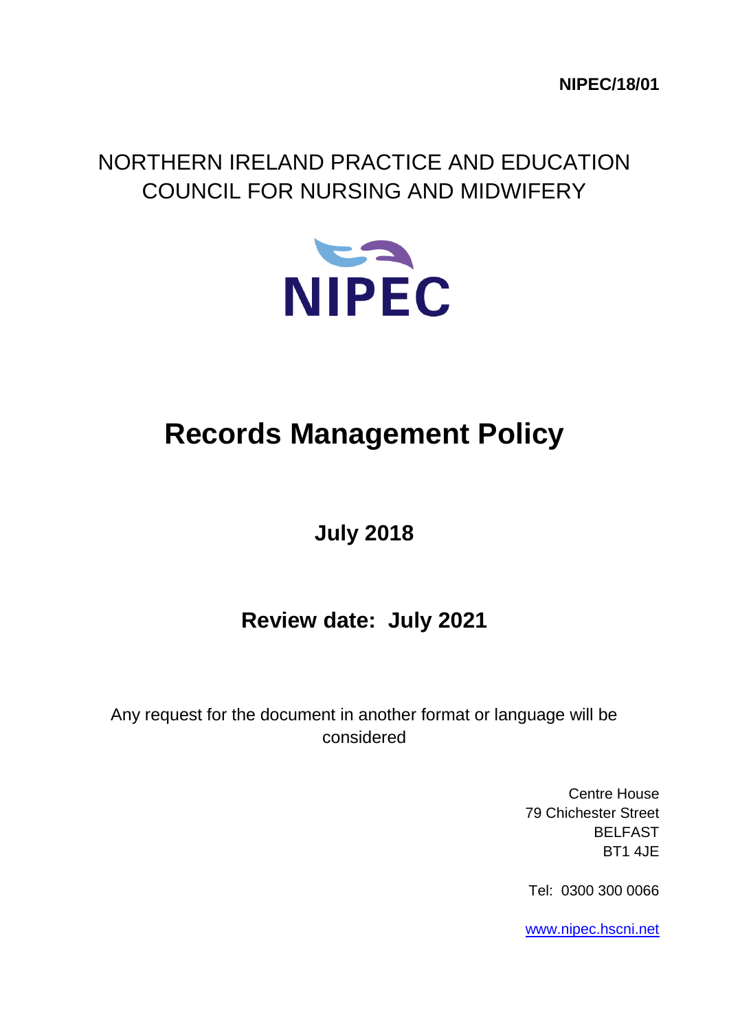**NIPEC/18/01**

NORTHERN IRELAND PRACTICE AND EDUCATION COUNCIL FOR NURSING AND MIDWIFERY

NIPEC

# Records Management Policy

**July 2018**

**Review date: July 2021**

Any request for the document in another format or language will be considered

Centre House
79 Chichester Street
BELFAST
BT1 4JE

Tel: 0300 300 0066

[www.nipec.hscni.net](www.nipec.hscni.net)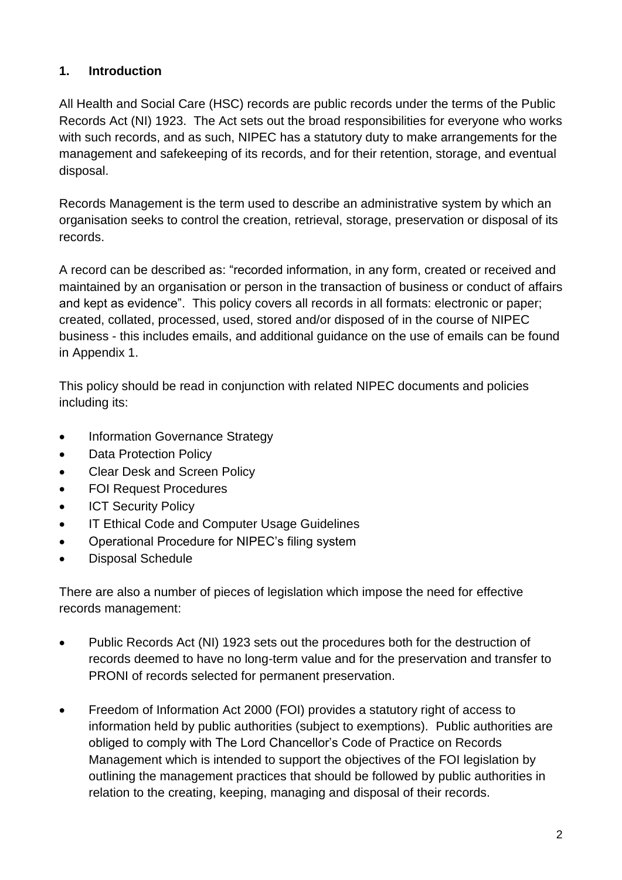## 1. Introduction

All Health and Social Care (HSC) records are public records under the terms of the Public Records Act (NI) 1923. The Act sets out the broad responsibilities for everyone who works with such records, and as such, NIPEC has a statutory duty to make arrangements for the management and safekeeping of its records, and for their retention, storage, and eventual disposal.

Records Management is the term used to describe an administrative system by which an organisation seeks to control the creation, retrieval, storage, preservation or disposal of its records.

A record can be described as: "recorded information, in any form, created or received and maintained by an organisation or person in the transaction of business or conduct of affairs and kept as evidence". This policy covers all records in all formats: electronic or paper; created, collated, processed, used, stored and/or disposed of in the course of NIPEC business - this includes emails, and additional guidance on the use of emails can be found in Appendix 1.

This policy should be read in conjunction with related NIPEC documents and policies including its:

- Information Governance Strategy
- Data Protection Policy
- Clear Desk and Screen Policy
- FOI Request Procedures
- ICT Security Policy
- IT Ethical Code and Computer Usage Guidelines
- Operational Procedure for NIPEC's filing system
- Disposal Schedule

There are also a number of pieces of legislation which impose the need for effective records management:

- Public Records Act (NI) 1923 sets out the procedures both for the destruction of records deemed to have no long-term value and for the preservation and transfer to PRONI of records selected for permanent preservation.

- Freedom of Information Act 2000 (FOI) provides a statutory right of access to information held by public authorities (subject to exemptions). Public authorities are obliged to comply with The Lord Chancellor's Code of Practice on Records Management which is intended to support the objectives of the FOI legislation by outlining the management practices that should be followed by public authorities in relation to the creating, keeping, managing and disposal of their records.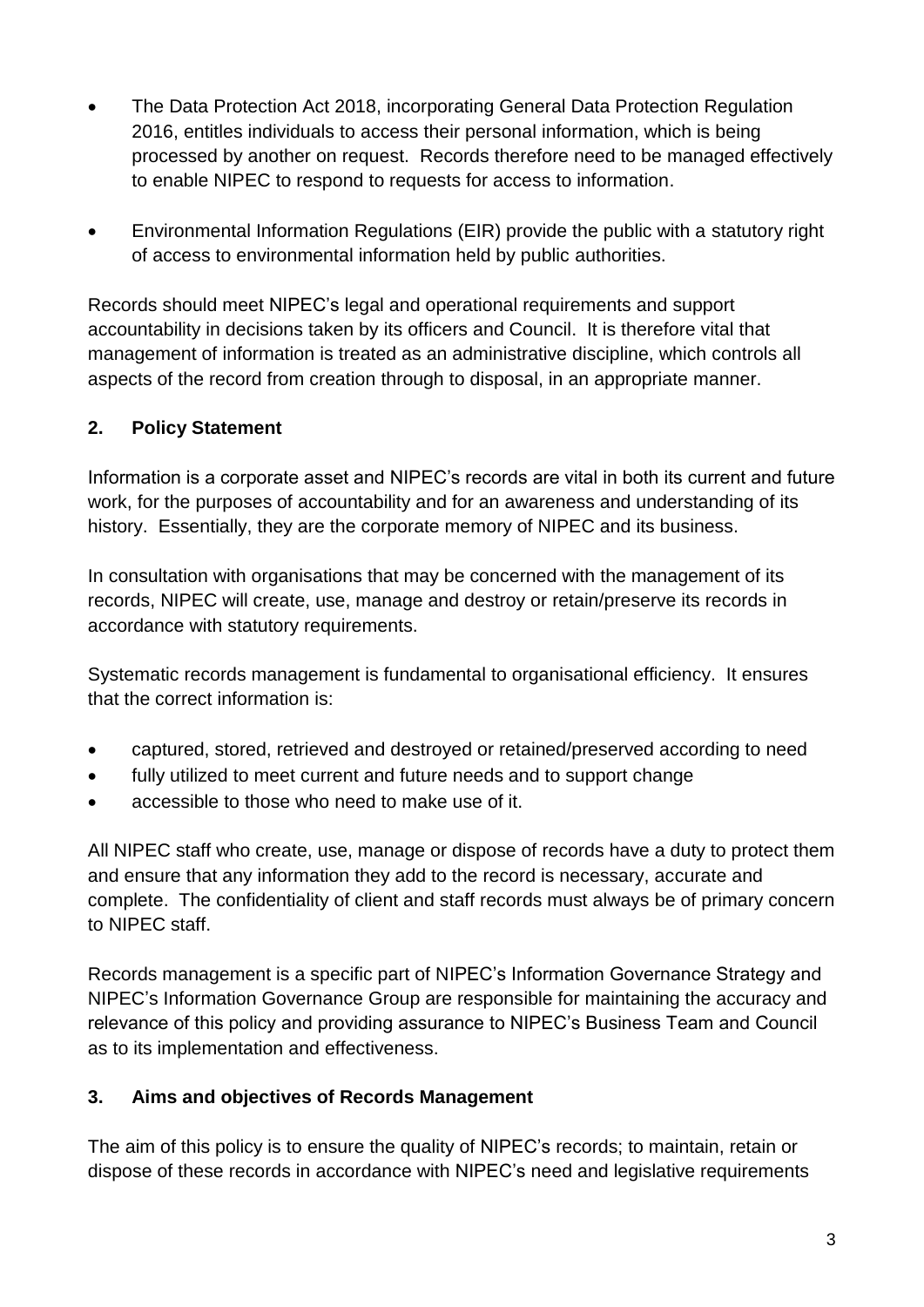- The Data Protection Act 2018, incorporating General Data Protection Regulation 2016, entitles individuals to access their personal information, which is being processed by another on request. Records therefore need to be managed effectively to enable NIPEC to respond to requests for access to information.

- Environmental Information Regulations (EIR) provide the public with a statutory right of access to environmental information held by public authorities.

Records should meet NIPEC's legal and operational requirements and support accountability in decisions taken by its officers and Council. It is therefore vital that management of information is treated as an administrative discipline, which controls all aspects of the record from creation through to disposal, in an appropriate manner.

## 2. Policy Statement

Information is a corporate asset and NIPEC's records are vital in both its current and future work, for the purposes of accountability and for an awareness and understanding of its history. Essentially, they are the corporate memory of NIPEC and its business.

In consultation with organisations that may be concerned with the management of its records, NIPEC will create, use, manage and destroy or retain/preserve its records in accordance with statutory requirements.

Systematic records management is fundamental to organisational efficiency. It ensures that the correct information is:

- captured, stored, retrieved and destroyed or retained/preserved according to need
- fully utilized to meet current and future needs and to support change
- accessible to those who need to make use of it.

All NIPEC staff who create, use, manage or dispose of records have a duty to protect them and ensure that any information they add to the record is necessary, accurate and complete. The confidentiality of client and staff records must always be of primary concern to NIPEC staff.

Records management is a specific part of NIPEC's Information Governance Strategy and NIPEC's Information Governance Group are responsible for maintaining the accuracy and relevance of this policy and providing assurance to NIPEC's Business Team and Council as to its implementation and effectiveness.

## 3. Aims and objectives of Records Management

The aim of this policy is to ensure the quality of NIPEC's records; to maintain, retain or dispose of these records in accordance with NIPEC's need and legislative requirements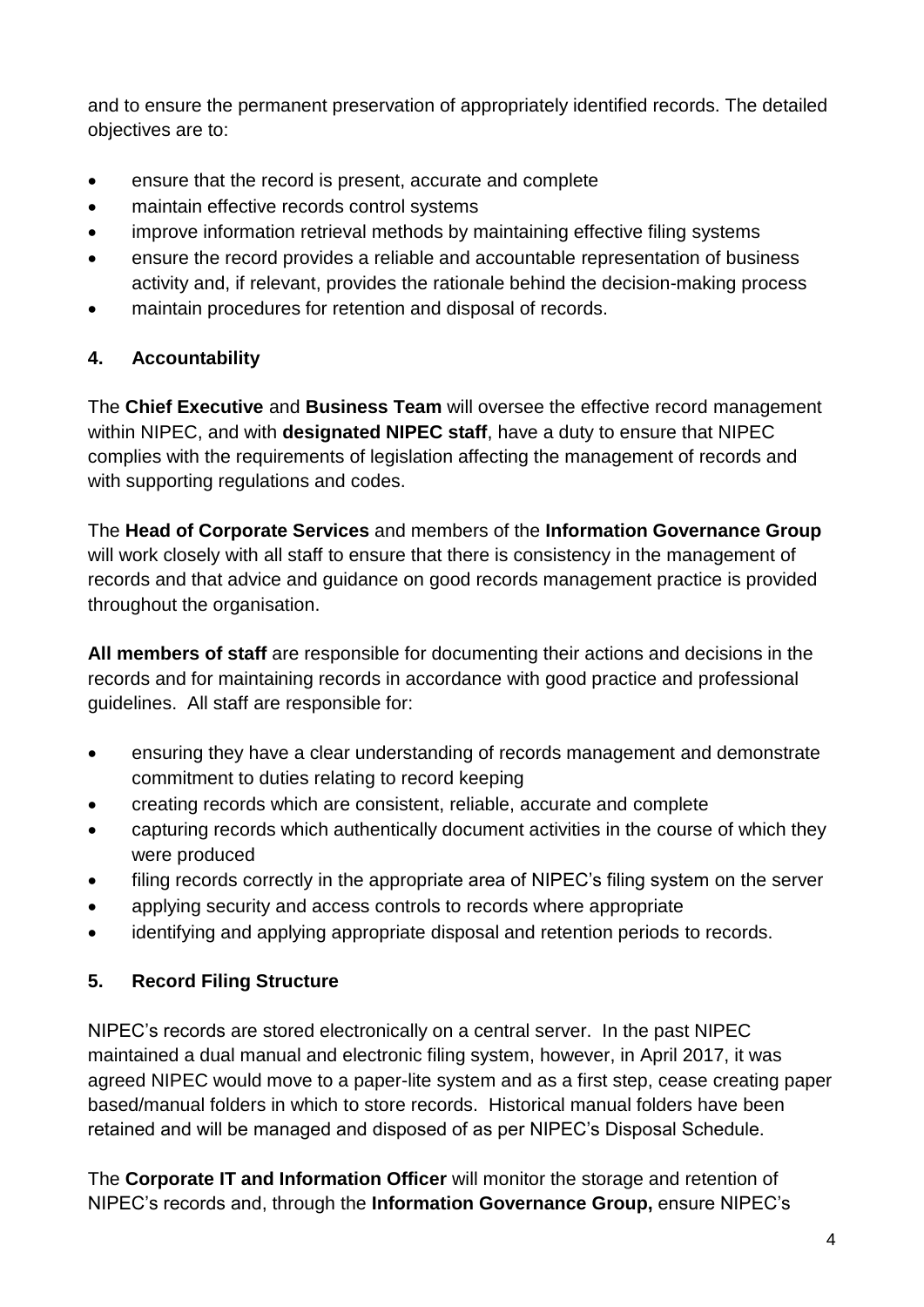and to ensure the permanent preservation of appropriately identified records. The detailed objectives are to:

- ensure that the record is present, accurate and complete
- maintain effective records control systems
- improve information retrieval methods by maintaining effective filing systems
- ensure the record provides a reliable and accountable representation of business activity and, if relevant, provides the rationale behind the decision-making process
- maintain procedures for retention and disposal of records.

## 4. Accountability

The **Chief Executive** and **Business Team** will oversee the effective record management within NIPEC, and with **designated NIPEC staff**, have a duty to ensure that NIPEC complies with the requirements of legislation affecting the management of records and with supporting regulations and codes.

The **Head of Corporate Services** and members of the **Information Governance Group** will work closely with all staff to ensure that there is consistency in the management of records and that advice and guidance on good records management practice is provided throughout the organisation.

**All members of staff** are responsible for documenting their actions and decisions in the records and for maintaining records in accordance with good practice and professional guidelines. All staff are responsible for:

- ensuring they have a clear understanding of records management and demonstrate commitment to duties relating to record keeping
- creating records which are consistent, reliable, accurate and complete
- capturing records which authentically document activities in the course of which they were produced
- filing records correctly in the appropriate area of NIPEC's filing system on the server
- applying security and access controls to records where appropriate
- identifying and applying appropriate disposal and retention periods to records.

## 5. Record Filing Structure

NIPEC's records are stored electronically on a central server. In the past NIPEC maintained a dual manual and electronic filing system, however, in April 2017, it was agreed NIPEC would move to a paper-lite system and as a first step, cease creating paper based/manual folders in which to store records. Historical manual folders have been retained and will be managed and disposed of as per NIPEC's Disposal Schedule.

The **Corporate IT and Information Officer** will monitor the storage and retention of NIPEC's records and, through the **Information Governance Group,** ensure NIPEC's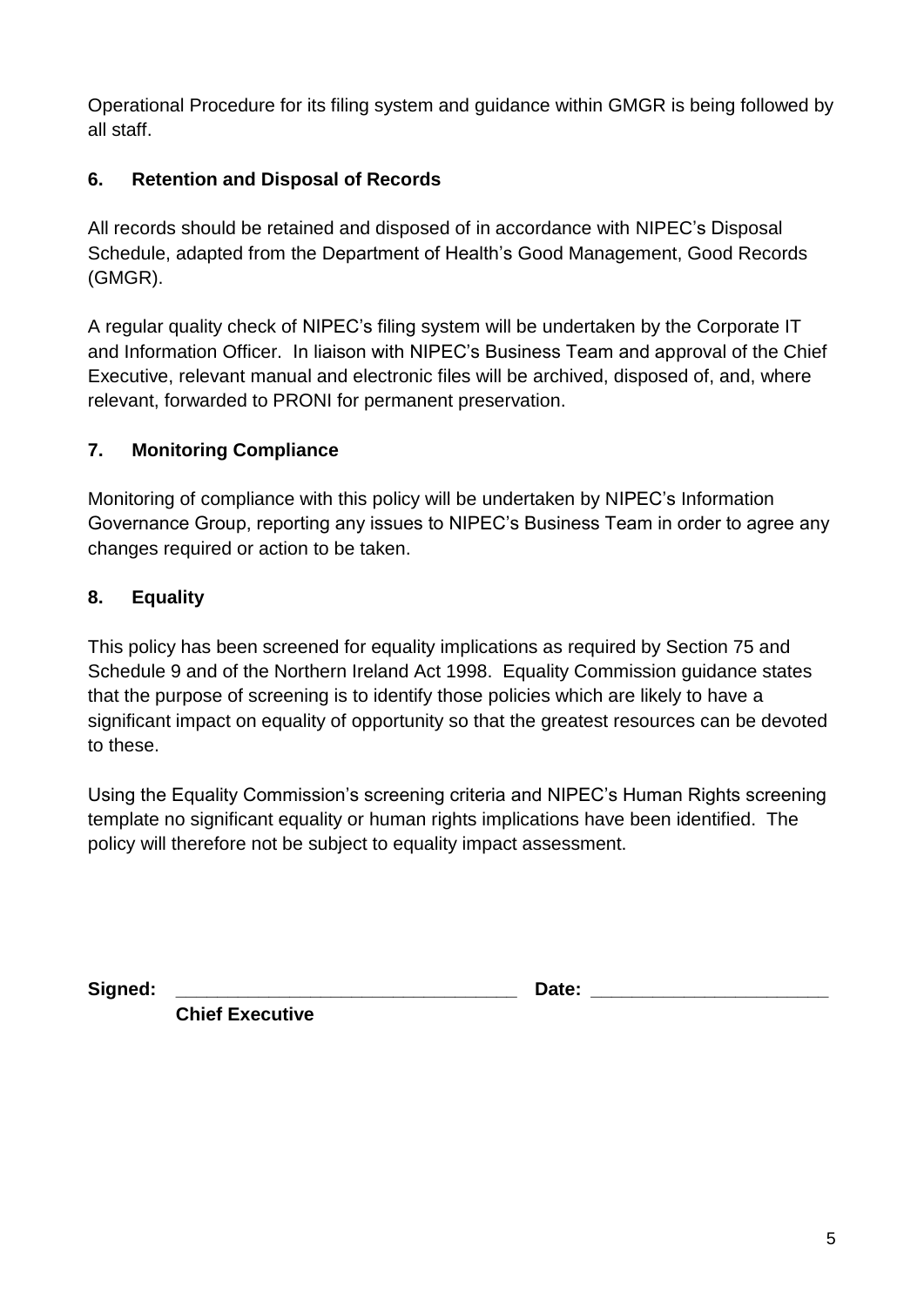Operational Procedure for its filing system and guidance within GMGR is being followed by all staff.

## 6. Retention and Disposal of Records

All records should be retained and disposed of in accordance with NIPEC's Disposal Schedule, adapted from the Department of Health's Good Management, Good Records (GMGR).

A regular quality check of NIPEC's filing system will be undertaken by the Corporate IT and Information Officer. In liaison with NIPEC's Business Team and approval of the Chief Executive, relevant manual and electronic files will be archived, disposed of, and, where relevant, forwarded to PRONI for permanent preservation.

## 7. Monitoring Compliance

Monitoring of compliance with this policy will be undertaken by NIPEC's Information Governance Group, reporting any issues to NIPEC's Business Team in order to agree any changes required or action to be taken.

## 8. Equality

This policy has been screened for equality implications as required by Section 75 and Schedule 9 and of the Northern Ireland Act 1998. Equality Commission guidance states that the purpose of screening is to identify those policies which are likely to have a significant impact on equality of opportunity so that the greatest resources can be devoted to these.

Using the Equality Commission's screening criteria and NIPEC's Human Rights screening template no significant equality or human rights implications have been identified. The policy will therefore not be subject to equality impact assessment.

**Signed:** ________________________________ **Date:** ______________________

**Chief Executive**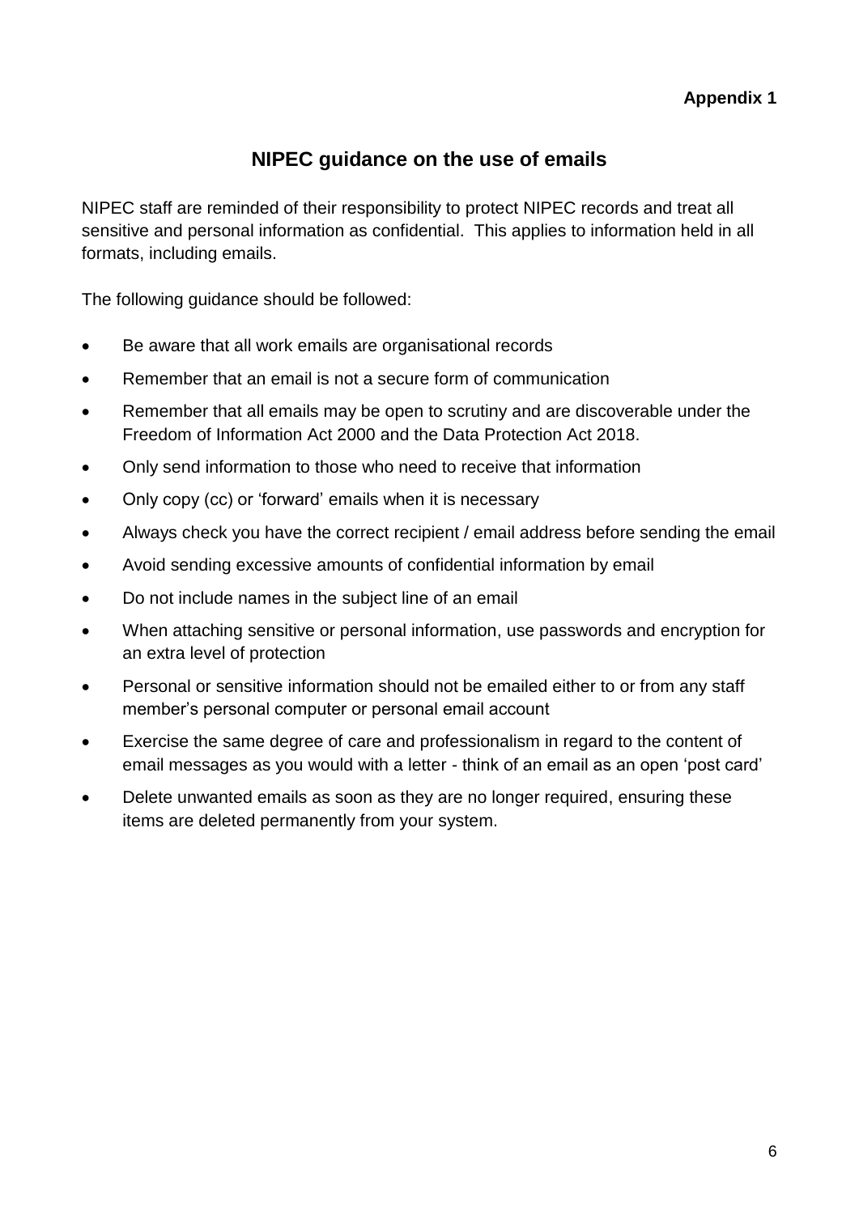**Appendix 1**

## NIPEC guidance on the use of emails

NIPEC staff are reminded of their responsibility to protect NIPEC records and treat all sensitive and personal information as confidential. This applies to information held in all formats, including emails.

The following guidance should be followed:

- Be aware that all work emails are organisational records
- Remember that an email is not a secure form of communication
- Remember that all emails may be open to scrutiny and are discoverable under the Freedom of Information Act 2000 and the Data Protection Act 2018.
- Only send information to those who need to receive that information
- Only copy (cc) or 'forward' emails when it is necessary
- Always check you have the correct recipient / email address before sending the email
- Avoid sending excessive amounts of confidential information by email
- Do not include names in the subject line of an email
- When attaching sensitive or personal information, use passwords and encryption for an extra level of protection
- Personal or sensitive information should not be emailed either to or from any staff member's personal computer or personal email account
- Exercise the same degree of care and professionalism in regard to the content of email messages as you would with a letter - think of an email as an open 'post card'
- Delete unwanted emails as soon as they are no longer required, ensuring these items are deleted permanently from your system.